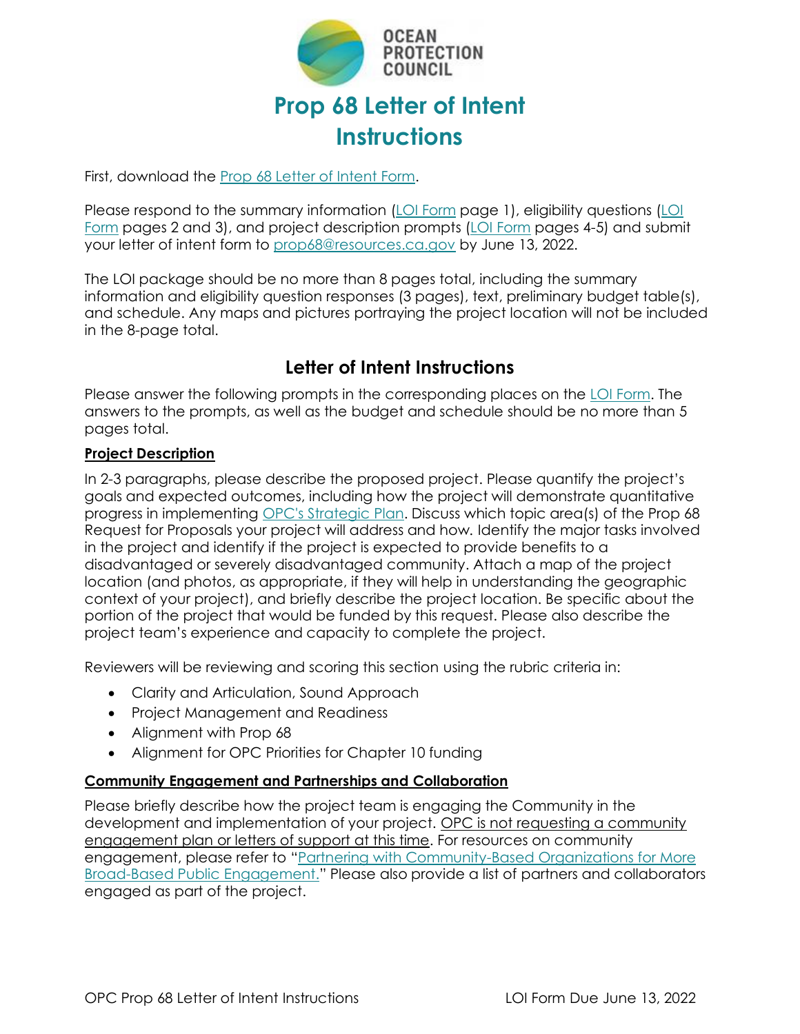# Prop 68 Letter of Intent Instructions

First, download the Prop 68 Letter of Intent Form.

Please respond to the summary information (LOI Form page 1), eligibility questions (LOI Form pages 2 and 3), and project description prompts (LOI Form pages 4-5) and submit your letter of intent form to prop68@resources.ca.gov by June 13, 2022.

The LOI package should be no more than 8 pages total, including the summary information and eligibility question responses (3 pages), text, preliminary budget table(s), and schedule. Any maps and pictures portraying the project location will not be included in the 8-page total.

## Letter of Intent Instructions

Please answer the following prompts in the corresponding places on the LOI Form. The answers to the prompts, as well as the budget and schedule should be no more than 5 pages total.

**Project Description**

In 2-3 paragraphs, please describe the proposed project. Please quantify the project's goals and expected outcomes, including how the project will demonstrate quantitative progress in implementing OPC's Strategic Plan. Discuss which topic area(s) of the Prop 68 Request for Proposals your project will address and how. Identify the major tasks involved in the project and identify if the project is expected to provide benefits to a disadvantaged or severely disadvantaged community. Attach a map of the project location (and photos, as appropriate, if they will help in understanding the geographic context of your project), and briefly describe the project location. Be specific about the portion of the project that would be funded by this request. Please also describe the project team's experience and capacity to complete the project.

Reviewers will be reviewing and scoring this section using the rubric criteria in:

- Clarity and Articulation, Sound Approach
- Project Management and Readiness
- Alignment with Prop 68
- Alignment for OPC Priorities for Chapter 10 funding

**Community Engagement and Partnerships and Collaboration**

Please briefly describe how the project team is engaging the Community in the development and implementation of your project. OPC is not requesting a community engagement plan or letters of support at this time. For resources on community engagement, please refer to "Partnering with Community-Based Organizations for More Broad-Based Public Engagement." Please also provide a list of partners and collaborators engaged as part of the project.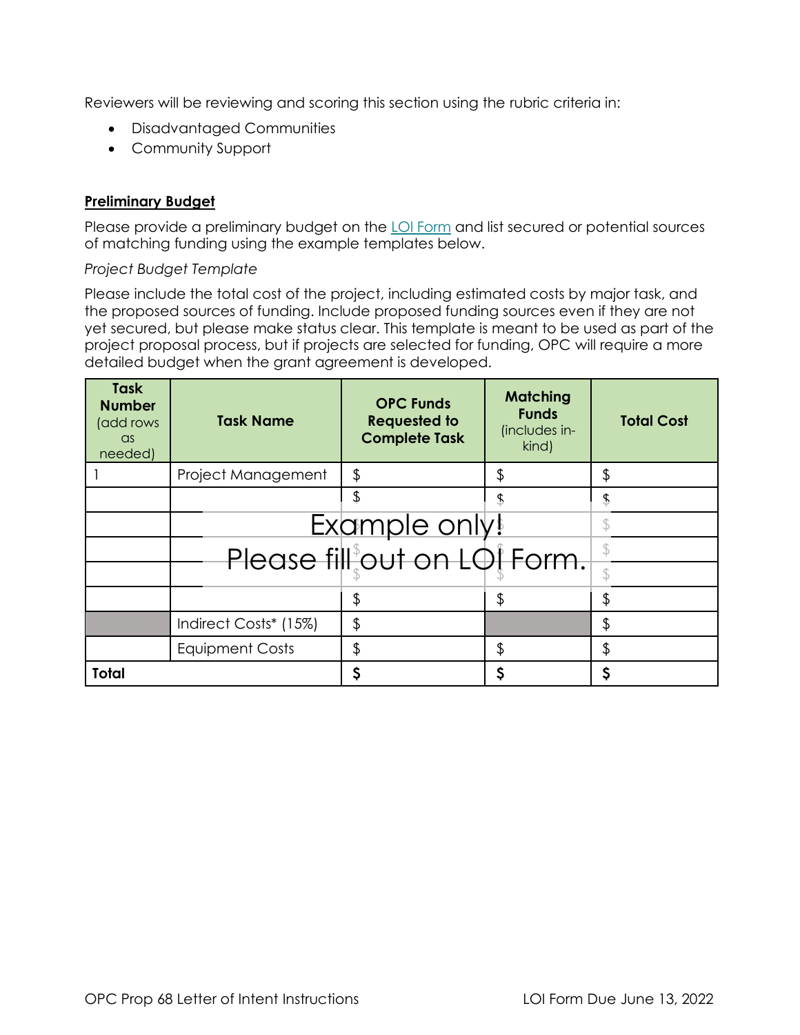Reviewers will be reviewing and scoring this section using the rubric criteria in:

- Disadvantaged Communities
- Community Support

**Preliminary Budget**

Please provide a preliminary budget on the LOI Form and list secured or potential sources of matching funding using the example templates below.

*Project Budget Template*

Please include the total cost of the project, including estimated costs by major task, and the proposed sources of funding. Include proposed funding sources even if they are not yet secured, but please make status clear. This template is meant to be used as part of the project proposal process, but if projects are selected for funding, OPC will require a more detailed budget when the grant agreement is developed.

Example only! Please fill out on LOI Form.

| **Task Number** (add rows as needed) | **Task Name** | **OPC Funds Requested to Complete Task** | **Matching Funds** (includes in-kind) | **Total Cost** |
|---|---|---|---|---|
| 1 | Project Management | $ | $ | $ |
| | | $ | $ | $ |
| | | $ | $ | $ |
| | | $ | $ | $ |
| | | $ | $ | $ |
| | | $ | $ | $ |
| | Indirect Costs* (15%) | $ | | $ |
| | Equipment Costs | $ | $ | $ |
| **Total** | | **$** | **$** | **$** |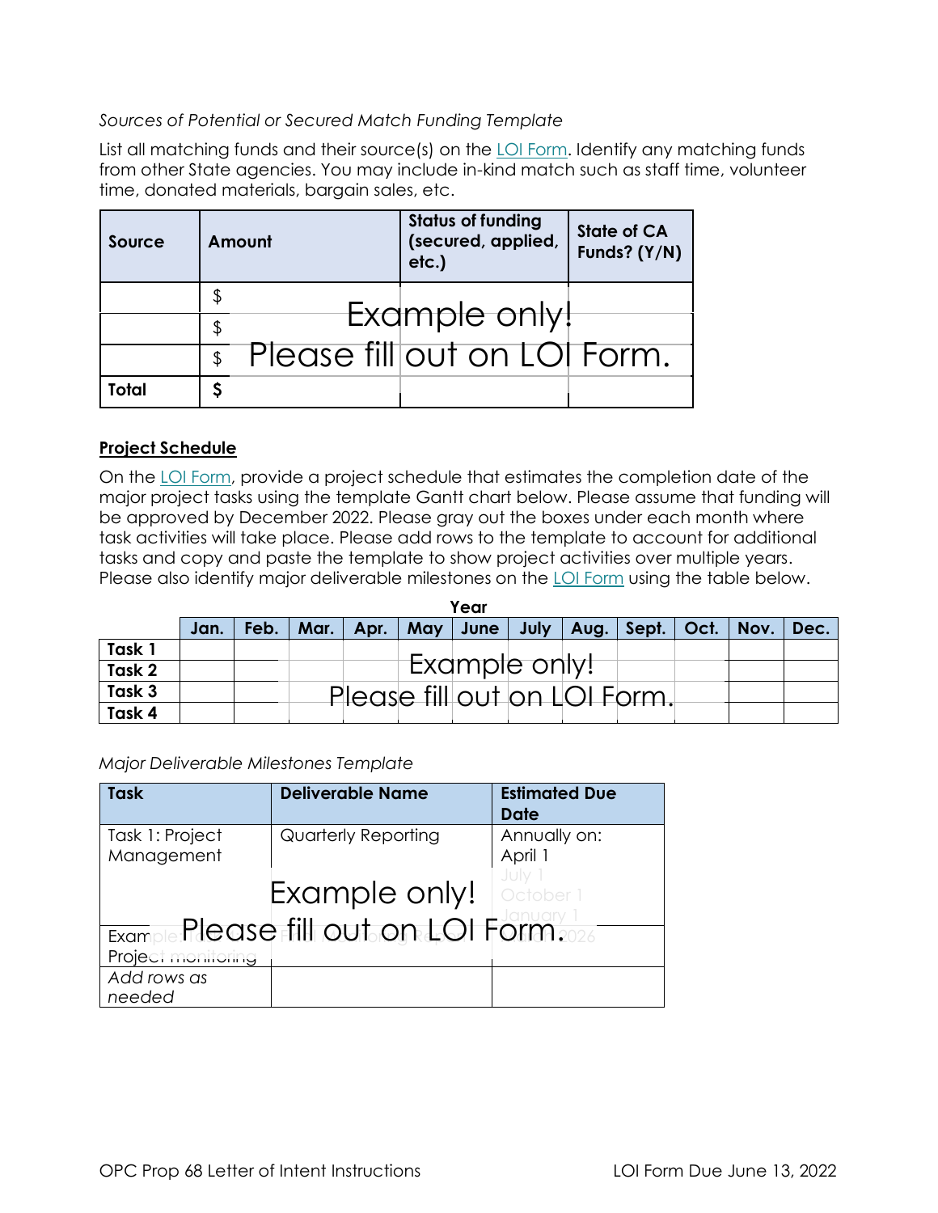*Sources of Potential or Secured Match Funding Template*

List all matching funds and their source(s) on the LOI Form. Identify any matching funds from other State agencies. You may include in-kind match such as staff time, volunteer time, donated materials, bargain sales, etc.

| Source | Amount | Status of funding (secured, applied, etc.) | State of CA Funds? (Y/N) |
|---|---|---|---|
| | $ | | |
| | $ | | |
| | $ | | |
| **Total** | **$** | | |

Example only!
Please fill out on LOI Form.

## Project Schedule

On the LOI Form, provide a project schedule that estimates the completion date of the major project tasks using the template Gantt chart below. Please assume that funding will be approved by December 2022. Please gray out the boxes under each month where task activities will take place. Please add rows to the template to account for additional tasks and copy and paste the template to show project activities over multiple years. Please also identify major deliverable milestones on the LOI Form using the table below.

| | Year | | | | | | | | | | | |
|---|---|---|---|---|---|---|---|---|---|---|---|---|
| | Jan. | Feb. | Mar. | Apr. | May | June | July | Aug. | Sept. | Oct. | Nov. | Dec. |
| Task 1 | | | | | | | | | | | | |
| Task 2 | | | | | | | | | | | | |
| Task 3 | | | | | | | | | | | | |
| Task 4 | | | | | | | | | | | | |

Example only!
Please fill out on LOI Form.

*Major Deliverable Milestones Template*

| Task | Deliverable Name | Estimated Due Date |
|---|---|---|
| Task 1: Project Management | Quarterly Reporting | Annually on: April 1 July 1 October 1 January 1 |
| Example: Project monitoring | | 2026 |
| *Add rows as needed* | | |

Example only!
Please fill out on LOI Form.